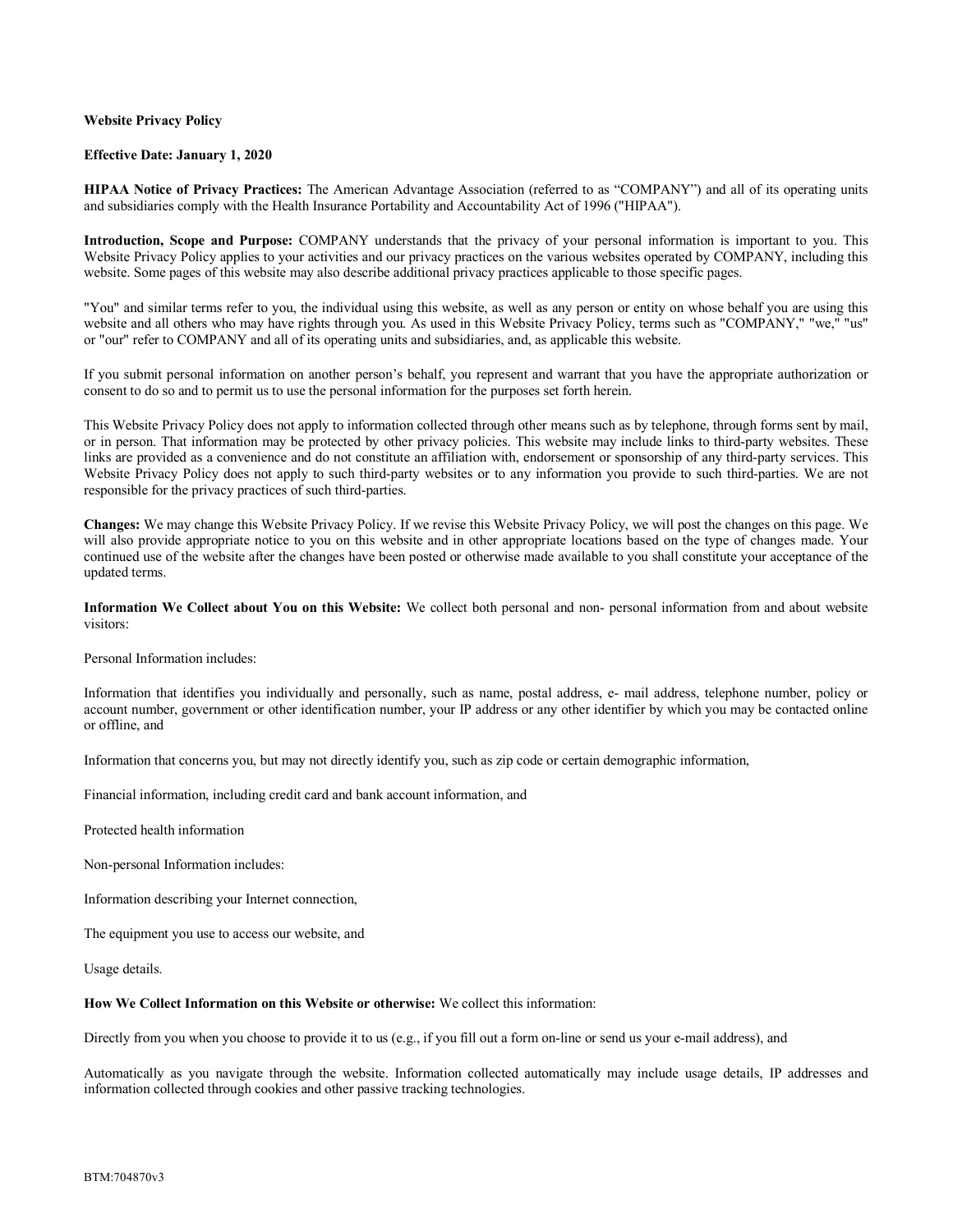**Website Privacy Policy**

**Effective Date: January 1, 2020**

**HIPAA Notice of Privacy Practices:** The American Advantage Association (referred to as "COMPANY") and all of its operating units and subsidiaries comply with the Health Insurance Portability and Accountability Act of 1996 ("HIPAA").

**Introduction, Scope and Purpose:** COMPANY understands that the privacy of your personal information is important to you. This Website Privacy Policy applies to your activities and our privacy practices on the various websites operated by COMPANY, including this website. Some pages of this website may also describe additional privacy practices applicable to those specific pages.

"You" and similar terms refer to you, the individual using this website, as well as any person or entity on whose behalf you are using this website and all others who may have rights through you. As used in this Website Privacy Policy, terms such as "COMPANY," "we," "us" or "our" refer to COMPANY and all of its operating units and subsidiaries, and, as applicable this website.

If you submit personal information on another person's behalf, you represent and warrant that you have the appropriate authorization or consent to do so and to permit us to use the personal information for the purposes set forth herein.

This Website Privacy Policy does not apply to information collected through other means such as by telephone, through forms sent by mail, or in person. That information may be protected by other privacy policies. This website may include links to third-party websites. These links are provided as a convenience and do not constitute an affiliation with, endorsement or sponsorship of any third-party services. This Website Privacy Policy does not apply to such third-party websites or to any information you provide to such third-parties. We are not responsible for the privacy practices of such third-parties.

**Changes:** We may change this Website Privacy Policy. If we revise this Website Privacy Policy, we will post the changes on this page. We will also provide appropriate notice to you on this website and in other appropriate locations based on the type of changes made. Your continued use of the website after the changes have been posted or otherwise made available to you shall constitute your acceptance of the updated terms.

**Information We Collect about You on this Website:** We collect both personal and non- personal information from and about website visitors:

Personal Information includes:

Information that identifies you individually and personally, such as name, postal address, e- mail address, telephone number, policy or account number, government or other identification number, your IP address or any other identifier by which you may be contacted online or offline, and

Information that concerns you, but may not directly identify you, such as zip code or certain demographic information,

Financial information, including credit card and bank account information, and

Protected health information

Non-personal Information includes:

Information describing your Internet connection,

The equipment you use to access our website, and

Usage details.

**How We Collect Information on this Website or otherwise:** We collect this information:

Directly from you when you choose to provide it to us (e.g., if you fill out a form on-line or send us your e-mail address), and

Automatically as you navigate through the website. Information collected automatically may include usage details, IP addresses and information collected through cookies and other passive tracking technologies.

BTM:704870v3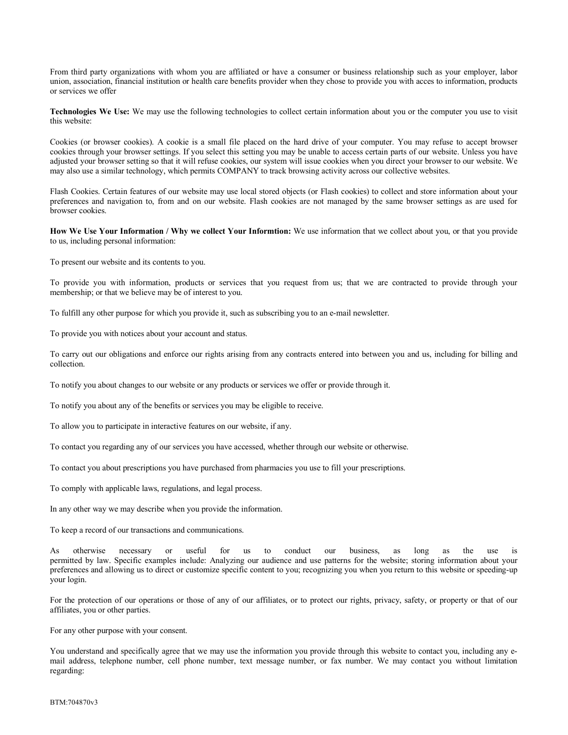From third party organizations with whom you are affiliated or have a consumer or business relationship such as your employer, labor union, association, financial institution or health care benefits provider when they chose to provide you with acces to information, products or services we offer

**Technologies We Use:** We may use the following technologies to collect certain information about you or the computer you use to visit this website:

Cookies (or browser cookies). A cookie is a small file placed on the hard drive of your computer. You may refuse to accept browser cookies through your browser settings. If you select this setting you may be unable to access certain parts of our website. Unless you have adjusted your browser setting so that it will refuse cookies, our system will issue cookies when you direct your browser to our website. We may also use a similar technology, which permits COMPANY to track browsing activity across our collective websites.

Flash Cookies. Certain features of our website may use local stored objects (or Flash cookies) to collect and store information about your preferences and navigation to, from and on our website. Flash cookies are not managed by the same browser settings as are used for browser cookies.

**How We Use Your Information / Why we collect Your Informtion:** We use information that we collect about you, or that you provide to us, including personal information:

To present our website and its contents to you.

To provide you with information, products or services that you request from us; that we are contracted to provide through your membership; or that we believe may be of interest to you.

To fulfill any other purpose for which you provide it, such as subscribing you to an e-mail newsletter.

To provide you with notices about your account and status.

To carry out our obligations and enforce our rights arising from any contracts entered into between you and us, including for billing and collection.

To notify you about changes to our website or any products or services we offer or provide through it.

To notify you about any of the benefits or services you may be eligible to receive.

To allow you to participate in interactive features on our website, if any.

To contact you regarding any of our services you have accessed, whether through our website or otherwise.

To contact you about prescriptions you have purchased from pharmacies you use to fill your prescriptions.

To comply with applicable laws, regulations, and legal process.

In any other way we may describe when you provide the information.

To keep a record of our transactions and communications.

As otherwise necessary or useful for us to conduct our business, as long as the use is permitted by law. Specific examples include: Analyzing our audience and use patterns for the website; storing information about your preferences and allowing us to direct or customize specific content to you; recognizing you when you return to this website or speeding-up your login.

For the protection of our operations or those of any of our affiliates, or to protect our rights, privacy, safety, or property or that of our affiliates, you or other parties.

For any other purpose with your consent.

You understand and specifically agree that we may use the information you provide through this website to contact you, including any e-mail address, telephone number, cell phone number, text message number, or fax number. We may contact you without limitation regarding:

BTM:704870v3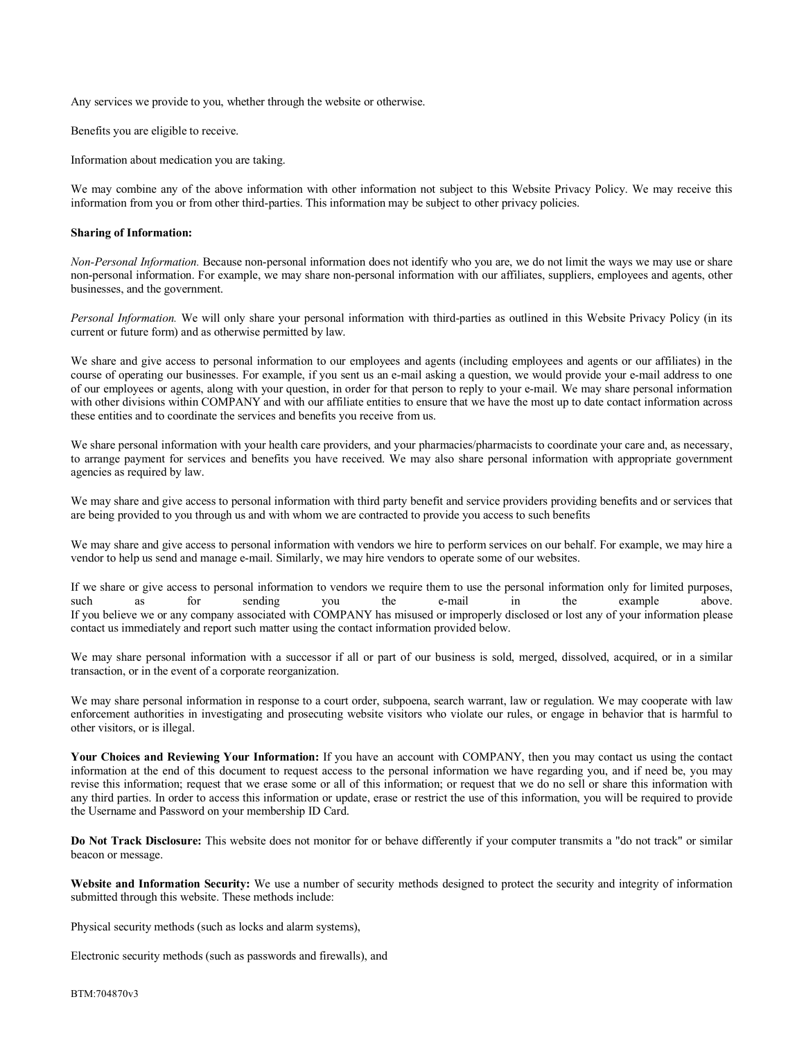Any services we provide to you, whether through the website or otherwise.

Benefits you are eligible to receive.

Information about medication you are taking.

We may combine any of the above information with other information not subject to this Website Privacy Policy. We may receive this information from you or from other third-parties. This information may be subject to other privacy policies.

**Sharing of Information:**

*Non-Personal Information.* Because non-personal information does not identify who you are, we do not limit the ways we may use or share non-personal information. For example, we may share non-personal information with our affiliates, suppliers, employees and agents, other businesses, and the government.

*Personal Information.* We will only share your personal information with third-parties as outlined in this Website Privacy Policy (in its current or future form) and as otherwise permitted by law.

We share and give access to personal information to our employees and agents (including employees and agents or our affiliates) in the course of operating our businesses. For example, if you sent us an e-mail asking a question, we would provide your e-mail address to one of our employees or agents, along with your question, in order for that person to reply to your e-mail. We may share personal information with other divisions within COMPANY and with our affiliate entities to ensure that we have the most up to date contact information across these entities and to coordinate the services and benefits you receive from us.

We share personal information with your health care providers, and your pharmacies/pharmacists to coordinate your care and, as necessary, to arrange payment for services and benefits you have received. We may also share personal information with appropriate government agencies as required by law.

We may share and give access to personal information with third party benefit and service providers providing benefits and or services that are being provided to you through us and with whom we are contracted to provide you access to such benefits

We may share and give access to personal information with vendors we hire to perform services on our behalf. For example, we may hire a vendor to help us send and manage e-mail. Similarly, we may hire vendors to operate some of our websites.

If we share or give access to personal information to vendors we require them to use the personal information only for limited purposes, such as for sending you the e-mail in the example above.
If you believe we or any company associated with COMPANY has misused or improperly disclosed or lost any of your information please contact us immediately and report such matter using the contact information provided below.

We may share personal information with a successor if all or part of our business is sold, merged, dissolved, acquired, or in a similar transaction, or in the event of a corporate reorganization.

We may share personal information in response to a court order, subpoena, search warrant, law or regulation. We may cooperate with law enforcement authorities in investigating and prosecuting website visitors who violate our rules, or engage in behavior that is harmful to other visitors, or is illegal.

**Your Choices and Reviewing Your Information:** If you have an account with COMPANY, then you may contact us using the contact information at the end of this document to request access to the personal information we have regarding you, and if need be, you may revise this information; request that we erase some or all of this information; or request that we do no sell or share this information with any third parties. In order to access this information or update, erase or restrict the use of this information, you will be required to provide the Username and Password on your membership ID Card.

**Do Not Track Disclosure:** This website does not monitor for or behave differently if your computer transmits a "do not track" or similar beacon or message.

**Website and Information Security:** We use a number of security methods designed to protect the security and integrity of information submitted through this website. These methods include:

Physical security methods (such as locks and alarm systems),

Electronic security methods (such as passwords and firewalls), and

BTM:704870v3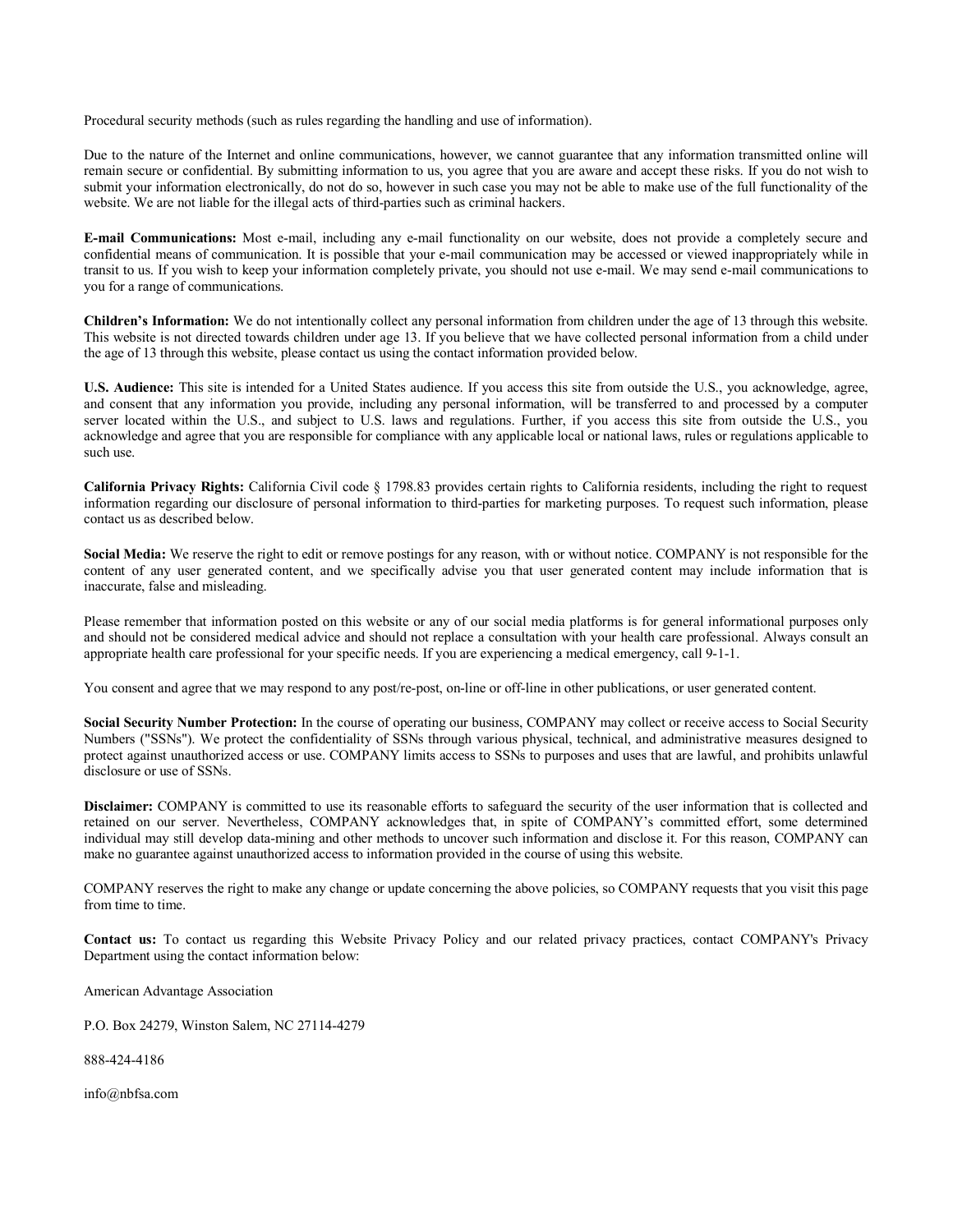Procedural security methods (such as rules regarding the handling and use of information).

Due to the nature of the Internet and online communications, however, we cannot guarantee that any information transmitted online will remain secure or confidential. By submitting information to us, you agree that you are aware and accept these risks. If you do not wish to submit your information electronically, do not do so, however in such case you may not be able to make use of the full functionality of the website. We are not liable for the illegal acts of third-parties such as criminal hackers.

**E-mail Communications:** Most e-mail, including any e-mail functionality on our website, does not provide a completely secure and confidential means of communication. It is possible that your e-mail communication may be accessed or viewed inappropriately while in transit to us. If you wish to keep your information completely private, you should not use e-mail. We may send e-mail communications to you for a range of communications.

**Children's Information:** We do not intentionally collect any personal information from children under the age of 13 through this website. This website is not directed towards children under age 13. If you believe that we have collected personal information from a child under the age of 13 through this website, please contact us using the contact information provided below.

**U.S. Audience:** This site is intended for a United States audience. If you access this site from outside the U.S., you acknowledge, agree, and consent that any information you provide, including any personal information, will be transferred to and processed by a computer server located within the U.S., and subject to U.S. laws and regulations. Further, if you access this site from outside the U.S., you acknowledge and agree that you are responsible for compliance with any applicable local or national laws, rules or regulations applicable to such use.

**California Privacy Rights:** California Civil code § 1798.83 provides certain rights to California residents, including the right to request information regarding our disclosure of personal information to third-parties for marketing purposes. To request such information, please contact us as described below.

**Social Media:** We reserve the right to edit or remove postings for any reason, with or without notice. COMPANY is not responsible for the content of any user generated content, and we specifically advise you that user generated content may include information that is inaccurate, false and misleading.

Please remember that information posted on this website or any of our social media platforms is for general informational purposes only and should not be considered medical advice and should not replace a consultation with your health care professional. Always consult an appropriate health care professional for your specific needs. If you are experiencing a medical emergency, call 9-1-1.

You consent and agree that we may respond to any post/re-post, on-line or off-line in other publications, or user generated content.

**Social Security Number Protection:** In the course of operating our business, COMPANY may collect or receive access to Social Security Numbers ("SSNs"). We protect the confidentiality of SSNs through various physical, technical, and administrative measures designed to protect against unauthorized access or use. COMPANY limits access to SSNs to purposes and uses that are lawful, and prohibits unlawful disclosure or use of SSNs.

**Disclaimer:** COMPANY is committed to use its reasonable efforts to safeguard the security of the user information that is collected and retained on our server. Nevertheless, COMPANY acknowledges that, in spite of COMPANY's committed effort, some determined individual may still develop data-mining and other methods to uncover such information and disclose it. For this reason, COMPANY can make no guarantee against unauthorized access to information provided in the course of using this website.

COMPANY reserves the right to make any change or update concerning the above policies, so COMPANY requests that you visit this page from time to time.

**Contact us:** To contact us regarding this Website Privacy Policy and our related privacy practices, contact COMPANY's Privacy Department using the contact information below:

American Advantage Association

P.O. Box 24279, Winston Salem, NC 27114-4279

888-424-4186

info@nbfsa.com